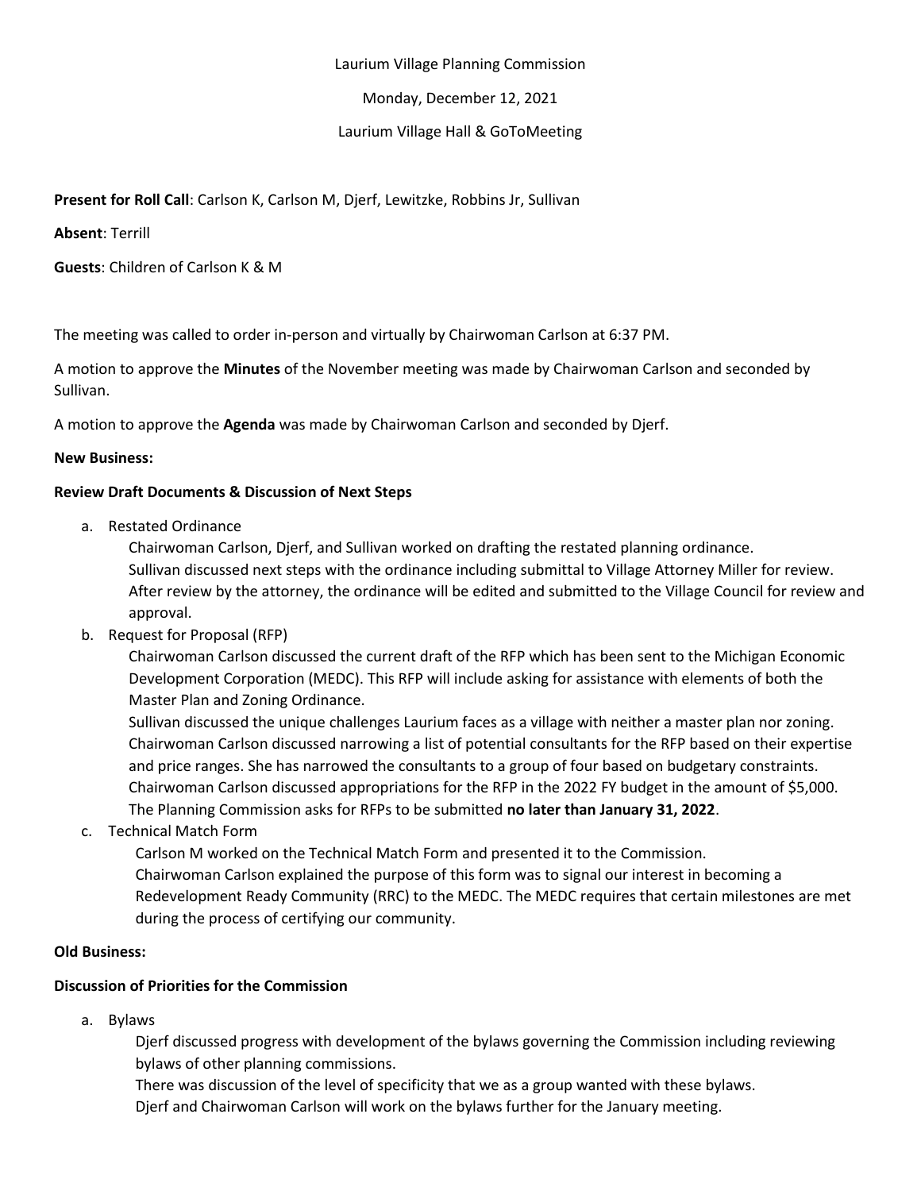Laurium Village Planning Commission

Monday, December 12, 2021

Laurium Village Hall & GoToMeeting

**Present for Roll Call**: Carlson K, Carlson M, Djerf, Lewitzke, Robbins Jr, Sullivan

**Absent**: Terrill

**Guests**: Children of Carlson K & M

The meeting was called to order in-person and virtually by Chairwoman Carlson at 6:37 PM.

A motion to approve the **Minutes** of the November meeting was made by Chairwoman Carlson and seconded by Sullivan.

A motion to approve the **Agenda** was made by Chairwoman Carlson and seconded by Djerf.

**New Business:**

**Review Draft Documents & Discussion of Next Steps**

a. Restated Ordinance

   Chairwoman Carlson, Djerf, and Sullivan worked on drafting the restated planning ordinance.
   Sullivan discussed next steps with the ordinance including submittal to Village Attorney Miller for review. After review by the attorney, the ordinance will be edited and submitted to the Village Council for review and approval.

b. Request for Proposal (RFP)

   Chairwoman Carlson discussed the current draft of the RFP which has been sent to the Michigan Economic Development Corporation (MEDC). This RFP will include asking for assistance with elements of both the Master Plan and Zoning Ordinance.
   Sullivan discussed the unique challenges Laurium faces as a village with neither a master plan nor zoning.
   Chairwoman Carlson discussed narrowing a list of potential consultants for the RFP based on their expertise and price ranges. She has narrowed the consultants to a group of four based on budgetary constraints.
   Chairwoman Carlson discussed appropriations for the RFP in the 2022 FY budget in the amount of $5,000.
   The Planning Commission asks for RFPs to be submitted **no later than January 31, 2022**.

c. Technical Match Form

   Carlson M worked on the Technical Match Form and presented it to the Commission.
   Chairwoman Carlson explained the purpose of this form was to signal our interest in becoming a Redevelopment Ready Community (RRC) to the MEDC. The MEDC requires that certain milestones are met during the process of certifying our community.

**Old Business:**

**Discussion of Priorities for the Commission**

a. Bylaws

   Djerf discussed progress with development of the bylaws governing the Commission including reviewing bylaws of other planning commissions.
   There was discussion of the level of specificity that we as a group wanted with these bylaws.
   Djerf and Chairwoman Carlson will work on the bylaws further for the January meeting.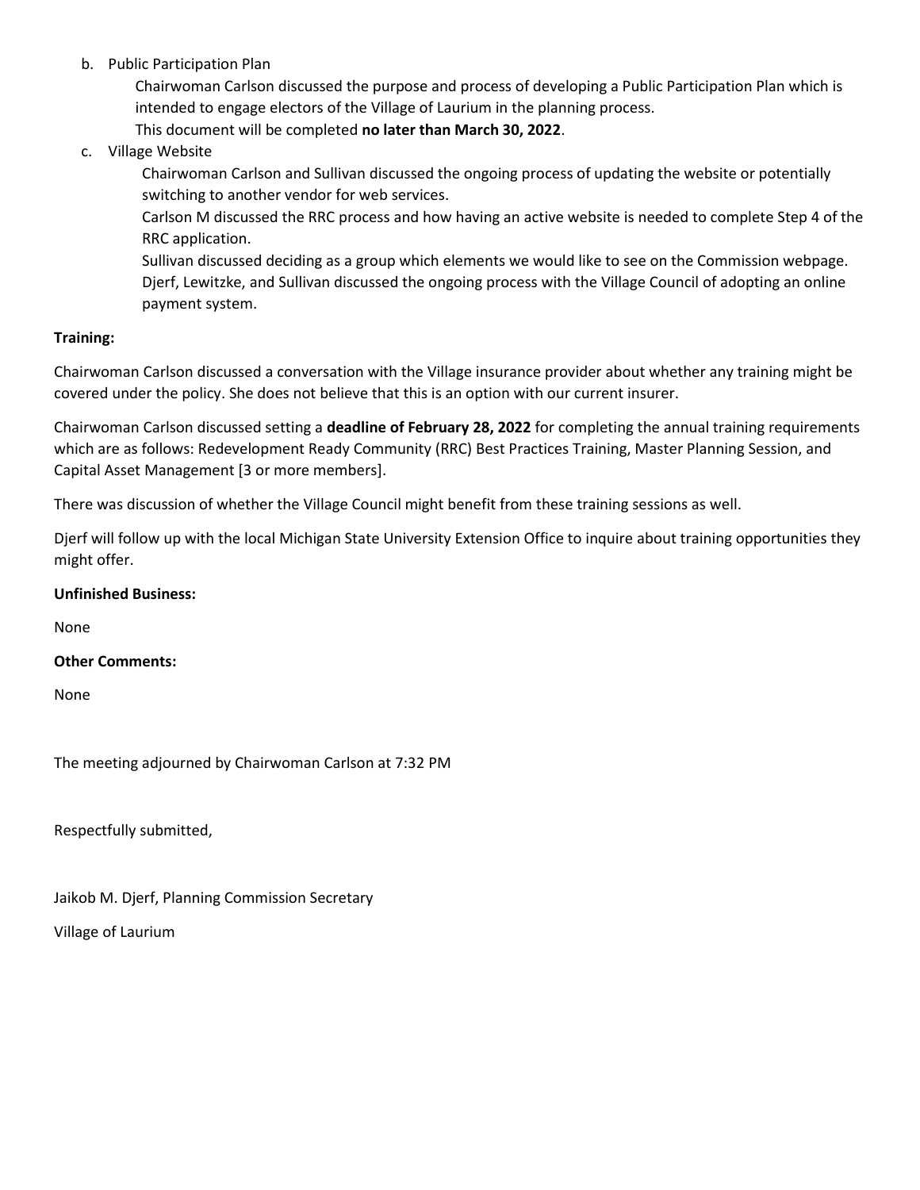b. Public Participation Plan

   Chairwoman Carlson discussed the purpose and process of developing a Public Participation Plan which is intended to engage electors of the Village of Laurium in the planning process.

   This document will be completed **no later than March 30, 2022**.

c. Village Website

   Chairwoman Carlson and Sullivan discussed the ongoing process of updating the website or potentially switching to another vendor for web services.

   Carlson M discussed the RRC process and how having an active website is needed to complete Step 4 of the RRC application.

   Sullivan discussed deciding as a group which elements we would like to see on the Commission webpage.

   Djerf, Lewitzke, and Sullivan discussed the ongoing process with the Village Council of adopting an online payment system.

**Training:**

Chairwoman Carlson discussed a conversation with the Village insurance provider about whether any training might be covered under the policy. She does not believe that this is an option with our current insurer.

Chairwoman Carlson discussed setting a **deadline of February 28, 2022** for completing the annual training requirements which are as follows: Redevelopment Ready Community (RRC) Best Practices Training, Master Planning Session, and Capital Asset Management [3 or more members].

There was discussion of whether the Village Council might benefit from these training sessions as well.

Djerf will follow up with the local Michigan State University Extension Office to inquire about training opportunities they might offer.

**Unfinished Business:**

None

**Other Comments:**

None

The meeting adjourned by Chairwoman Carlson at 7:32 PM

Respectfully submitted,

Jaikob M. Djerf, Planning Commission Secretary

Village of Laurium